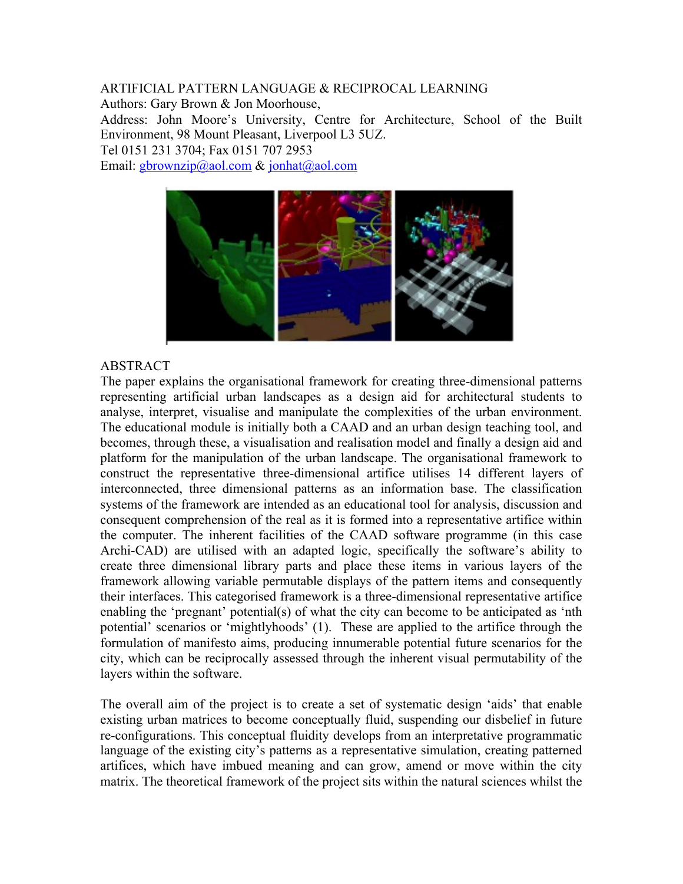ARTIFICIAL PATTERN LANGUAGE & RECIPROCAL LEARNING

Authors: Gary Brown & Jon Moorhouse,

Address: John Moore's University, Centre for Architecture, School of the Built Environment, 98 Mount Pleasant, Liverpool L3 5UZ.

Tel 0151 231 3704; Fax 0151 707 2953

Email: gbrownzip@aol.com & jonhat@aol.com

## ABSTRACT

The paper explains the organisational framework for creating three-dimensional patterns representing artificial urban landscapes as a design aid for architectural students to analyse, interpret, visualise and manipulate the complexities of the urban environment. The educational module is initially both a CAAD and an urban design teaching tool, and becomes, through these, a visualisation and realisation model and finally a design aid and platform for the manipulation of the urban landscape. The organisational framework to construct the representative three-dimensional artifice utilises 14 different layers of interconnected, three dimensional patterns as an information base. The classification systems of the framework are intended as an educational tool for analysis, discussion and consequent comprehension of the real as it is formed into a representative artifice within the computer. The inherent facilities of the CAAD software programme (in this case Archi-CAD) are utilised with an adapted logic, specifically the software's ability to create three dimensional library parts and place these items in various layers of the framework allowing variable permutable displays of the pattern items and consequently their interfaces. This categorised framework is a three-dimensional representative artifice enabling the 'pregnant' potential(s) of what the city can become to be anticipated as 'nth potential' scenarios or 'mightlyhoods' (1). These are applied to the artifice through the formulation of manifesto aims, producing innumerable potential future scenarios for the city, which can be reciprocally assessed through the inherent visual permutability of the layers within the software.

The overall aim of the project is to create a set of systematic design 'aids' that enable existing urban matrices to become conceptually fluid, suspending our disbelief in future re-configurations. This conceptual fluidity develops from an interpretative programmatic language of the existing city's patterns as a representative simulation, creating patterned artifices, which have imbued meaning and can grow, amend or move within the city matrix. The theoretical framework of the project sits within the natural sciences whilst the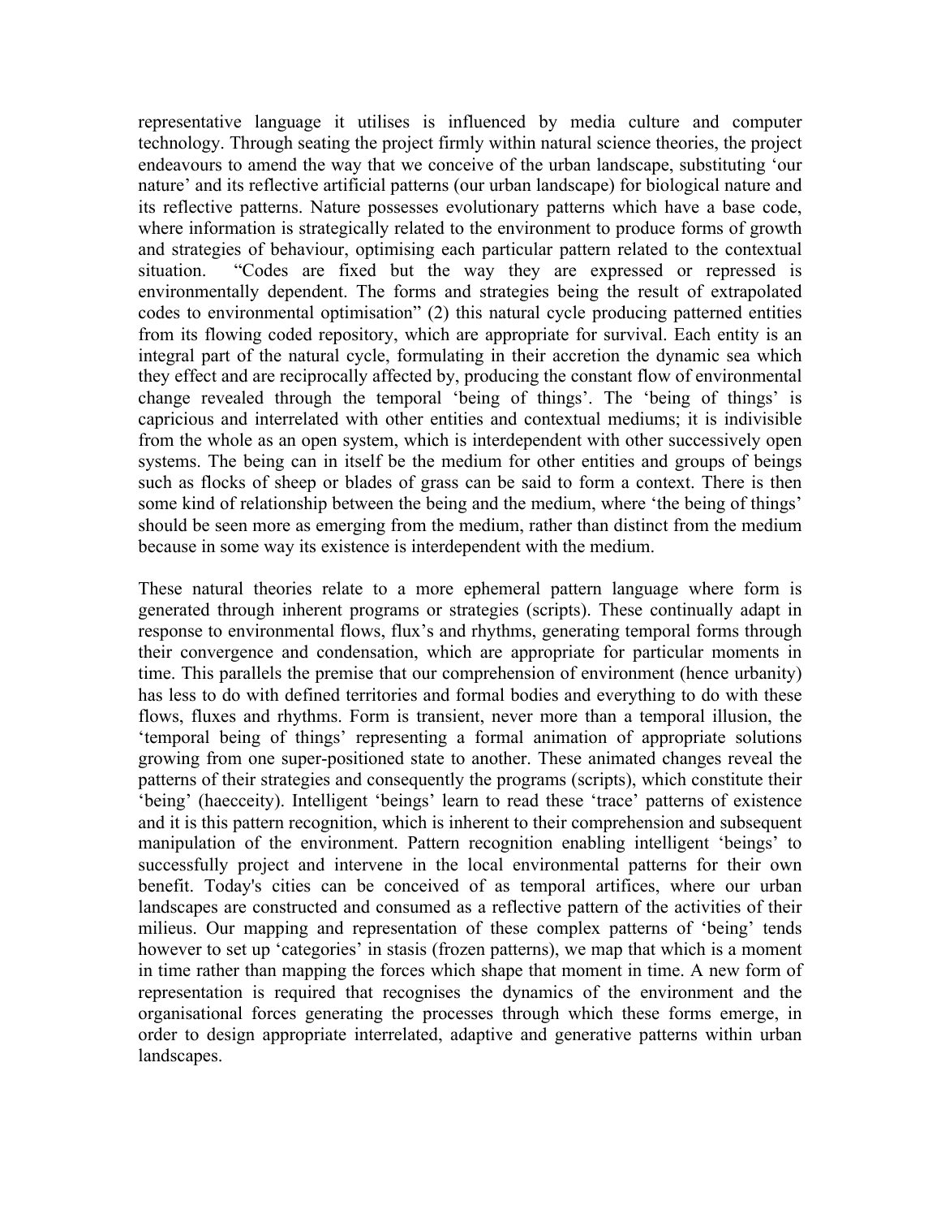representative language it utilises is influenced by media culture and computer technology. Through seating the project firmly within natural science theories, the project endeavours to amend the way that we conceive of the urban landscape, substituting 'our nature' and its reflective artificial patterns (our urban landscape) for biological nature and its reflective patterns. Nature possesses evolutionary patterns which have a base code, where information is strategically related to the environment to produce forms of growth and strategies of behaviour, optimising each particular pattern related to the contextual situation. "Codes are fixed but the way they are expressed or repressed is environmentally dependent. The forms and strategies being the result of extrapolated codes to environmental optimisation" (2) this natural cycle producing patterned entities from its flowing coded repository, which are appropriate for survival. Each entity is an integral part of the natural cycle, formulating in their accretion the dynamic sea which they effect and are reciprocally affected by, producing the constant flow of environmental change revealed through the temporal 'being of things'. The 'being of things' is capricious and interrelated with other entities and contextual mediums; it is indivisible from the whole as an open system, which is interdependent with other successively open systems. The being can in itself be the medium for other entities and groups of beings such as flocks of sheep or blades of grass can be said to form a context. There is then some kind of relationship between the being and the medium, where 'the being of things' should be seen more as emerging from the medium, rather than distinct from the medium because in some way its existence is interdependent with the medium.

These natural theories relate to a more ephemeral pattern language where form is generated through inherent programs or strategies (scripts). These continually adapt in response to environmental flows, flux's and rhythms, generating temporal forms through their convergence and condensation, which are appropriate for particular moments in time. This parallels the premise that our comprehension of environment (hence urbanity) has less to do with defined territories and formal bodies and everything to do with these flows, fluxes and rhythms. Form is transient, never more than a temporal illusion, the 'temporal being of things' representing a formal animation of appropriate solutions growing from one super-positioned state to another. These animated changes reveal the patterns of their strategies and consequently the programs (scripts), which constitute their 'being' (haecceity). Intelligent 'beings' learn to read these 'trace' patterns of existence and it is this pattern recognition, which is inherent to their comprehension and subsequent manipulation of the environment. Pattern recognition enabling intelligent 'beings' to successfully project and intervene in the local environmental patterns for their own benefit. Today's cities can be conceived of as temporal artifices, where our urban landscapes are constructed and consumed as a reflective pattern of the activities of their milieus. Our mapping and representation of these complex patterns of 'being' tends however to set up 'categories' in stasis (frozen patterns), we map that which is a moment in time rather than mapping the forces which shape that moment in time. A new form of representation is required that recognises the dynamics of the environment and the organisational forces generating the processes through which these forms emerge, in order to design appropriate interrelated, adaptive and generative patterns within urban landscapes.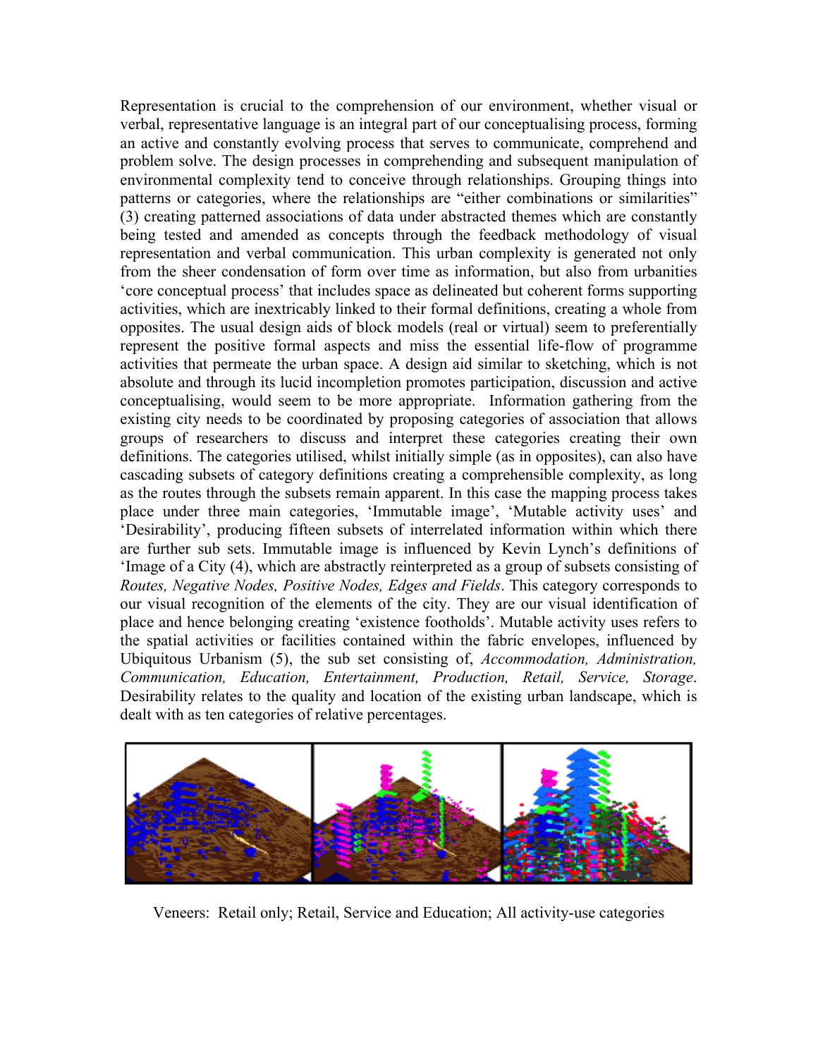Representation is crucial to the comprehension of our environment, whether visual or verbal, representative language is an integral part of our conceptualising process, forming an active and constantly evolving process that serves to communicate, comprehend and problem solve. The design processes in comprehending and subsequent manipulation of environmental complexity tend to conceive through relationships. Grouping things into patterns or categories, where the relationships are "either combinations or similarities" (3) creating patterned associations of data under abstracted themes which are constantly being tested and amended as concepts through the feedback methodology of visual representation and verbal communication. This urban complexity is generated not only from the sheer condensation of form over time as information, but also from urbanities 'core conceptual process' that includes space as delineated but coherent forms supporting activities, which are inextricably linked to their formal definitions, creating a whole from opposites. The usual design aids of block models (real or virtual) seem to preferentially represent the positive formal aspects and miss the essential life-flow of programme activities that permeate the urban space. A design aid similar to sketching, which is not absolute and through its lucid incompletion promotes participation, discussion and active conceptualising, would seem to be more appropriate. Information gathering from the existing city needs to be coordinated by proposing categories of association that allows groups of researchers to discuss and interpret these categories creating their own definitions. The categories utilised, whilst initially simple (as in opposites), can also have cascading subsets of category definitions creating a comprehensible complexity, as long as the routes through the subsets remain apparent. In this case the mapping process takes place under three main categories, 'Immutable image', 'Mutable activity uses' and 'Desirability', producing fifteen subsets of interrelated information within which there are further sub sets. Immutable image is influenced by Kevin Lynch's definitions of 'Image of a City (4), which are abstractly reinterpreted as a group of subsets consisting of *Routes, Negative Nodes, Positive Nodes, Edges and Fields*. This category corresponds to our visual recognition of the elements of the city. They are our visual identification of place and hence belonging creating 'existence footholds'. Mutable activity uses refers to the spatial activities or facilities contained within the fabric envelopes, influenced by Ubiquitous Urbanism (5), the sub set consisting of, *Accommodation, Administration, Communication, Education, Entertainment, Production, Retail, Service, Storage*. Desirability relates to the quality and location of the existing urban landscape, which is dealt with as ten categories of relative percentages.

Veneers: Retail only; Retail, Service and Education; All activity-use categories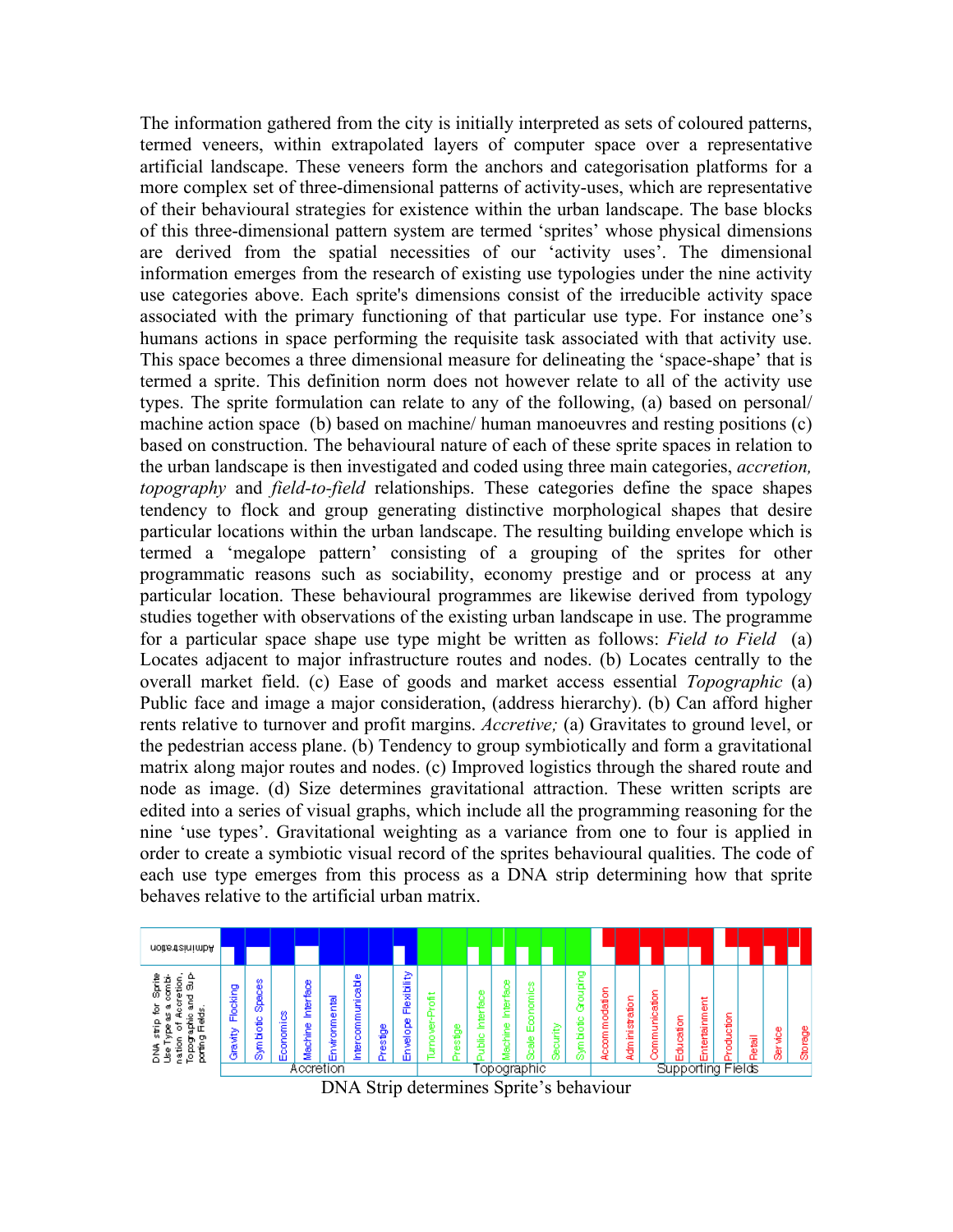The information gathered from the city is initially interpreted as sets of coloured patterns, termed veneers, within extrapolated layers of computer space over a representative artificial landscape. These veneers form the anchors and categorisation platforms for a more complex set of three-dimensional patterns of activity-uses, which are representative of their behavioural strategies for existence within the urban landscape. The base blocks of this three-dimensional pattern system are termed 'sprites' whose physical dimensions are derived from the spatial necessities of our 'activity uses'. The dimensional information emerges from the research of existing use typologies under the nine activity use categories above. Each sprite's dimensions consist of the irreducible activity space associated with the primary functioning of that particular use type. For instance one's humans actions in space performing the requisite task associated with that activity use. This space becomes a three dimensional measure for delineating the 'space-shape' that is termed a sprite. This definition norm does not however relate to all of the activity use types. The sprite formulation can relate to any of the following, (a) based on personal/ machine action space (b) based on machine/ human manoeuvres and resting positions (c) based on construction. The behavioural nature of each of these sprite spaces in relation to the urban landscape is then investigated and coded using three main categories, *accretion, topography* and *field-to-field* relationships. These categories define the space shapes tendency to flock and group generating distinctive morphological shapes that desire particular locations within the urban landscape. The resulting building envelope which is termed a 'megalope pattern' consisting of a grouping of the sprites for other programmatic reasons such as sociability, economy prestige and or process at any particular location. These behavioural programmes are likewise derived from typology studies together with observations of the existing urban landscape in use. The programme for a particular space shape use type might be written as follows: *Field to Field* (a) Locates adjacent to major infrastructure routes and nodes. (b) Locates centrally to the overall market field. (c) Ease of goods and market access essential *Topographic* (a) Public face and image a major consideration, (address hierarchy). (b) Can afford higher rents relative to turnover and profit margins. *Accretive;* (a) Gravitates to ground level, or the pedestrian access plane. (b) Tendency to group symbiotically and form a gravitational matrix along major routes and nodes. (c) Improved logistics through the shared route and node as image. (d) Size determines gravitational attraction. These written scripts are edited into a series of visual graphs, which include all the programming reasoning for the nine 'use types'. Gravitational weighting as a variance from one to four is applied in order to create a symbiotic visual record of the sprites behavioural qualities. The code of each use type emerges from this process as a DNA strip determining how that sprite behaves relative to the artificial urban matrix.

| Administration | | | | | | | | | | | | | | | | | | | | | | | |
|---|---|---|---|---|---|---|---|---|---|---|---|---|---|---|---|---|---|---|---|---|---|---|---|
| DNA strip for Sprite Use Type as a combination of Accretion, Topographic and Supporting Fields. | Gravity Flocking | Symbiotic Spaces | Economics | Machine Interface | Environmental | Intercommunicable | Prestige | Envelope Flexibility | Turnover-Profit | Prestige | Public Interface | Machine Interface | Scale Economics | Security | Symbiotic Grouping | Accommodation | Administration | Communication | Education | Entertainment | Production | Retail | Service | Storage |
| | Accretion | | | | | | | | Topographic | | | | | | | Supporting Fields | | | | | | | | |

DNA Strip determines Sprite's behaviour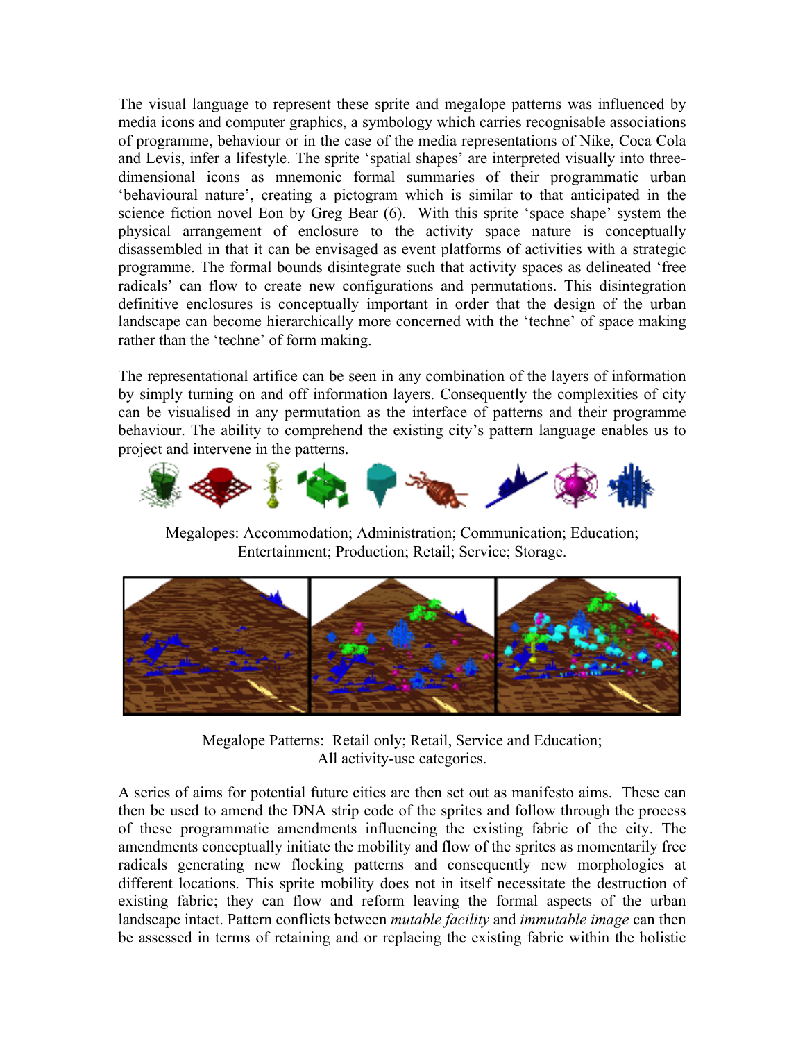The visual language to represent these sprite and megalope patterns was influenced by media icons and computer graphics, a symbology which carries recognisable associations of programme, behaviour or in the case of the media representations of Nike, Coca Cola and Levis, infer a lifestyle. The sprite 'spatial shapes' are interpreted visually into three-dimensional icons as mnemonic formal summaries of their programmatic urban 'behavioural nature', creating a pictogram which is similar to that anticipated in the science fiction novel Eon by Greg Bear (6). With this sprite 'space shape' system the physical arrangement of enclosure to the activity space nature is conceptually disassembled in that it can be envisaged as event platforms of activities with a strategic programme. The formal bounds disintegrate such that activity spaces as delineated 'free radicals' can flow to create new configurations and permutations. This disintegration definitive enclosures is conceptually important in order that the design of the urban landscape can become hierarchically more concerned with the 'techne' of space making rather than the 'techne' of form making.

The representational artifice can be seen in any combination of the layers of information by simply turning on and off information layers. Consequently the complexities of city can be visualised in any permutation as the interface of patterns and their programme behaviour. The ability to comprehend the existing city's pattern language enables us to project and intervene in the patterns.

Megalopes: Accommodation; Administration; Communication; Education; Entertainment; Production; Retail; Service; Storage.

Megalope Patterns: Retail only; Retail, Service and Education; All activity-use categories.

A series of aims for potential future cities are then set out as manifesto aims. These can then be used to amend the DNA strip code of the sprites and follow through the process of these programmatic amendments influencing the existing fabric of the city. The amendments conceptually initiate the mobility and flow of the sprites as momentarily free radicals generating new flocking patterns and consequently new morphologies at different locations. This sprite mobility does not in itself necessitate the destruction of existing fabric; they can flow and reform leaving the formal aspects of the urban landscape intact. Pattern conflicts between *mutable facility* and *immutable image* can then be assessed in terms of retaining and or replacing the existing fabric within the holistic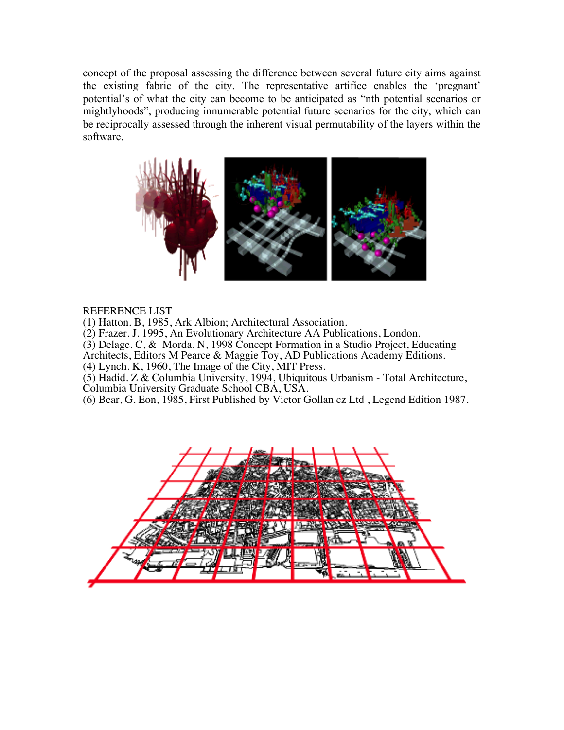concept of the proposal assessing the difference between several future city aims against the existing fabric of the city. The representative artifice enables the 'pregnant' potential's of what the city can become to be anticipated as "nth potential scenarios or mightlyhoods", producing innumerable potential future scenarios for the city, which can be reciprocally assessed through the inherent visual permutability of the layers within the software.

REFERENCE LIST

(1) Hatton. B, 1985, Ark Albion; Architectural Association.
(2) Frazer. J. 1995, An Evolutionary Architecture AA Publications, London.
(3) Delage. C, & Morda. N, 1998 Concept Formation in a Studio Project, Educating Architects, Editors M Pearce & Maggie Toy, AD Publications Academy Editions.
(4) Lynch. K, 1960, The Image of the City, MIT Press.
(5) Hadid. Z & Columbia University, 1994, Ubiquitous Urbanism - Total Architecture, Columbia University Graduate School CBA, USA.
(6) Bear, G. Eon, 1985, First Published by Victor Gollan cz Ltd , Legend Edition 1987.